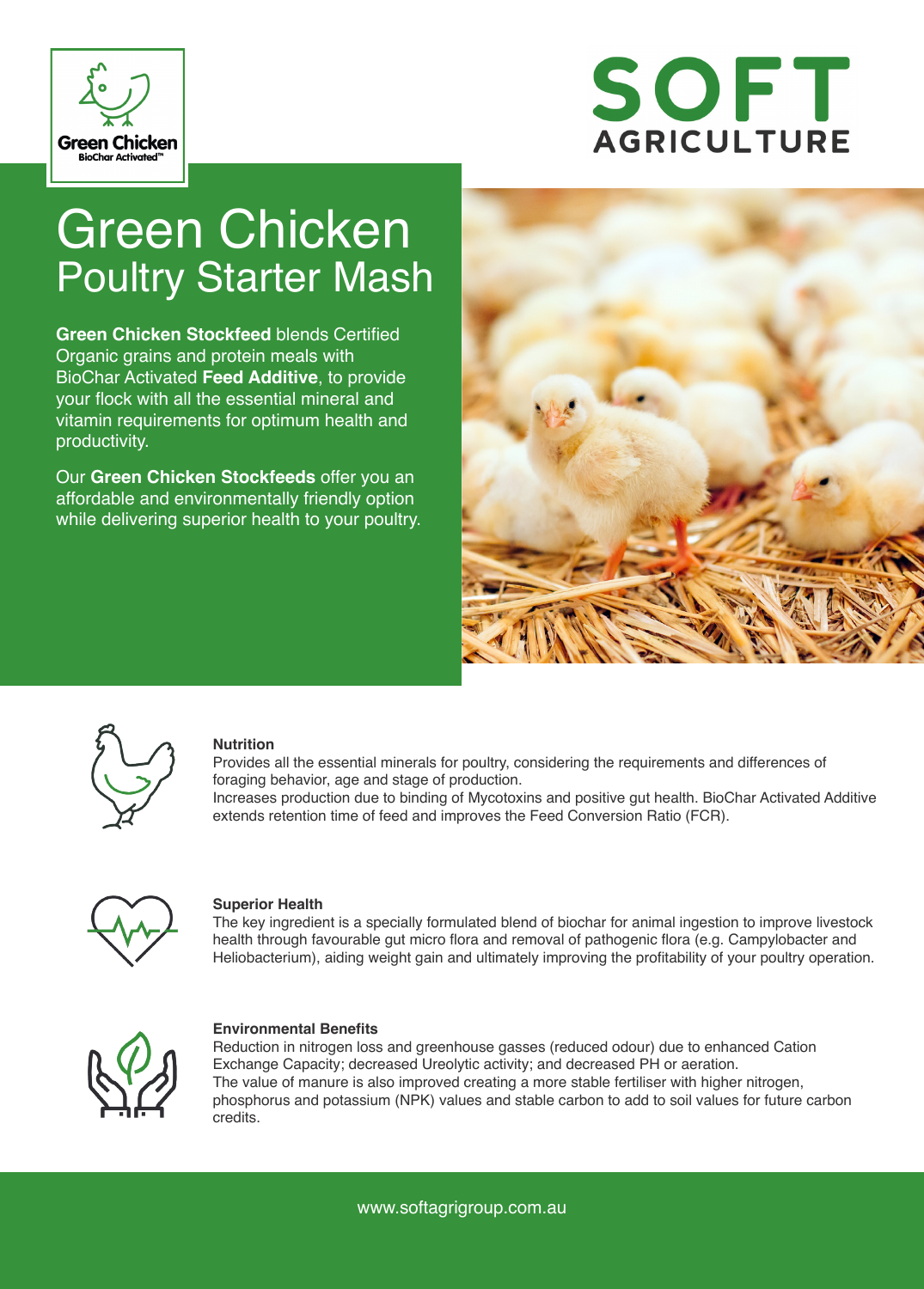Green Chicken
BioChar Activated™

SOFT
AGRICULTURE

# Green Chicken
## Poultry Starter Mash

**Green Chicken Stockfeed** blends Certified Organic grains and protein meals with BioChar Activated **Feed Additive**, to provide your flock with all the essential mineral and vitamin requirements for optimum health and productivity.

Our **Green Chicken Stockfeeds** offer you an affordable and environmentally friendly option while delivering superior health to your poultry.

### Nutrition

Provides all the essential minerals for poultry, considering the requirements and differences of foraging behavior, age and stage of production.
Increases production due to binding of Mycotoxins and positive gut health. BioChar Activated Additive extends retention time of feed and improves the Feed Conversion Ratio (FCR).

### Superior Health

The key ingredient is a specially formulated blend of biochar for animal ingestion to improve livestock health through favourable gut micro flora and removal of pathogenic flora (e.g. Campylobacter and Heliobacterium), aiding weight gain and ultimately improving the profitability of your poultry operation.

### Environmental Benefits

Reduction in nitrogen loss and greenhouse gasses (reduced odour) due to enhanced Cation Exchange Capacity; decreased Ureolytic activity; and decreased PH or aeration.
The value of manure is also improved creating a more stable fertiliser with higher nitrogen, phosphorus and potassium (NPK) values and stable carbon to add to soil values for future carbon credits.

www.softagrigroup.com.au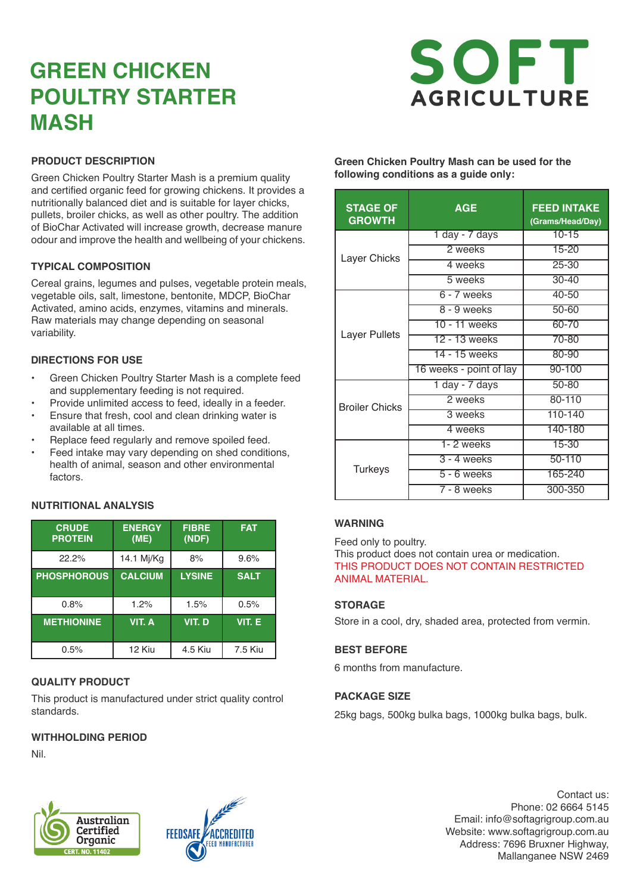# GREEN CHICKEN POULTRY STARTER MASH

SOFT AGRICULTURE

## PRODUCT DESCRIPTION

Green Chicken Poultry Starter Mash is a premium quality and certified organic feed for growing chickens. It provides a nutritionally balanced diet and is suitable for layer chicks, pullets, broiler chicks, as well as other poultry. The addition of BioChar Activated will increase growth, decrease manure odour and improve the health and wellbeing of your chickens.

## TYPICAL COMPOSITION

Cereal grains, legumes and pulses, vegetable protein meals, vegetable oils, salt, limestone, bentonite, MDCP, BioChar Activated, amino acids, enzymes, vitamins and minerals. Raw materials may change depending on seasonal variability.

## DIRECTIONS FOR USE

- Green Chicken Poultry Starter Mash is a complete feed and supplementary feeding is not required.
- Provide unlimited access to feed, ideally in a feeder.
- Ensure that fresh, cool and clean drinking water is available at all times.
- Replace feed regularly and remove spoiled feed.
- Feed intake may vary depending on shed conditions, health of animal, season and other environmental factors.

## NUTRITIONAL ANALYSIS

| CRUDE PROTEIN | ENERGY (ME) | FIBRE (NDF) | FAT |
|---|---|---|---|
| 22.2% | 14.1 Mj/Kg | 8% | 9.6% |
| **PHOSPHOROUS** | **CALCIUM** | **LYSINE** | **SALT** |
| 0.8% | 1.2% | 1.5% | 0.5% |
| **METHIONINE** | **VIT. A** | **VIT. D** | **VIT. E** |
| 0.5% | 12 Kiu | 4.5 Kiu | 7.5 Kiu |

## QUALITY PRODUCT

This product is manufactured under strict quality control standards.

## WITHHOLDING PERIOD

Nil.

**Green Chicken Poultry Mash can be used for the following conditions as a guide only:**

| STAGE OF GROWTH | AGE | FEED INTAKE (Grams/Head/Day) |
|---|---|---|
| Layer Chicks | 1 day - 7 days | 10-15 |
| | 2 weeks | 15-20 |
| | 4 weeks | 25-30 |
| | 5 weeks | 30-40 |
| Layer Pullets | 6 - 7 weeks | 40-50 |
| | 8 - 9 weeks | 50-60 |
| | 10 - 11 weeks | 60-70 |
| | 12 - 13 weeks | 70-80 |
| | 14 - 15 weeks | 80-90 |
| | 16 weeks - point of lay | 90-100 |
| Broiler Chicks | 1 day - 7 days | 50-80 |
| | 2 weeks | 80-110 |
| | 3 weeks | 110-140 |
| | 4 weeks | 140-180 |
| Turkeys | 1- 2 weeks | 15-30 |
| | 3 - 4 weeks | 50-110 |
| | 5 - 6 weeks | 165-240 |
| | 7 - 8 weeks | 300-350 |

## WARNING

Feed only to poultry.
This product does not contain urea or medication.
THIS PRODUCT DOES NOT CONTAIN RESTRICTED ANIMAL MATERIAL.

## STORAGE

Store in a cool, dry, shaded area, protected from vermin.

## BEST BEFORE

6 months from manufacture.

## PACKAGE SIZE

25kg bags, 500kg bulka bags, 1000kg bulka bags, bulk.

Australian Certified Organic CERT. NO. 11402

FEEDSAFE ACCREDITED FEED MANUFACTURER

Contact us:
Phone: 02 6664 5145
Email: info@softagrigroup.com.au
Website: www.softagrigroup.com.au
Address: 7696 Bruxner Highway, Mallanganee NSW 2469